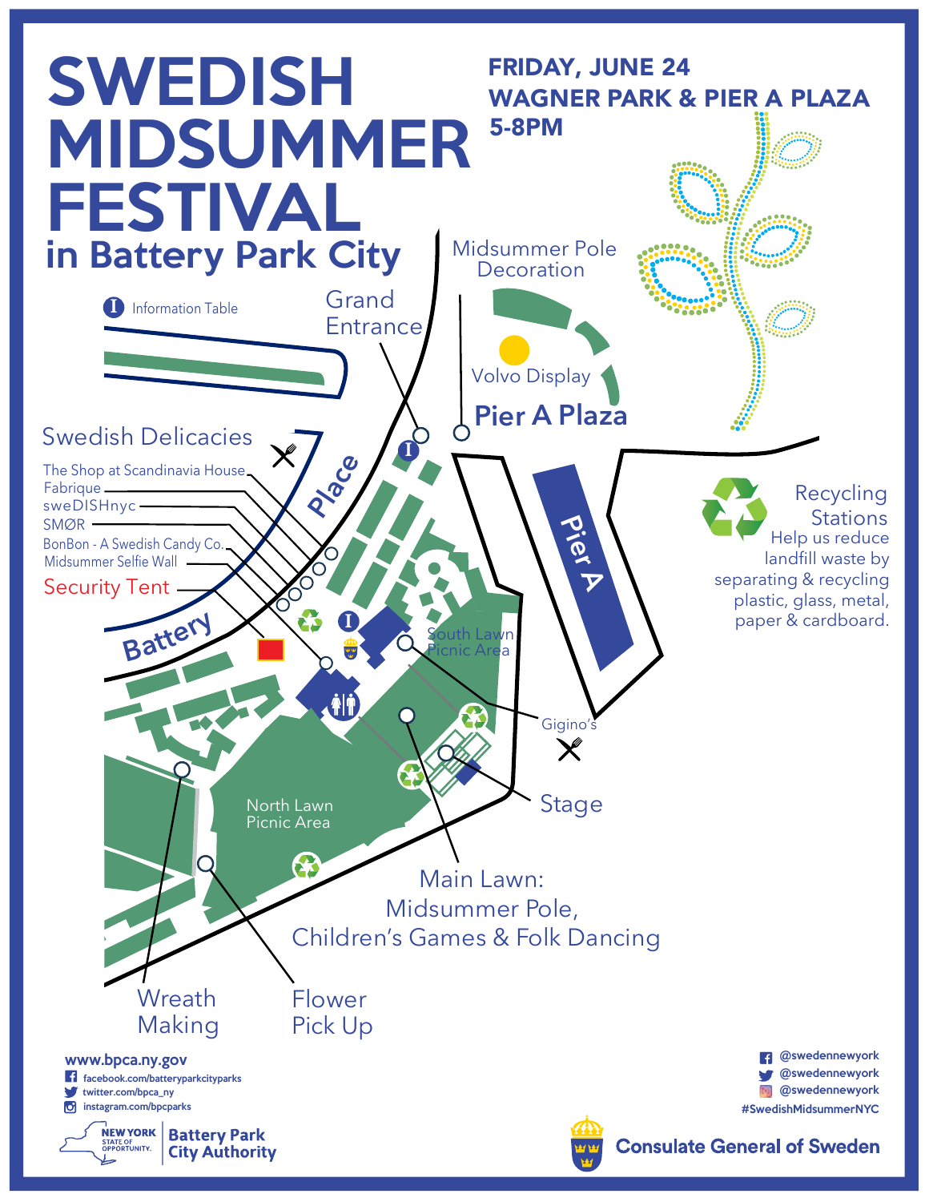# SWEDISH MIDSUMMER FESTIVAL

## in Battery Park City

**FRIDAY, JUNE 24**
**WAGNER PARK & PIER A PLAZA**
**5-8PM**

Information Table

Grand Entrance

Midsummer Pole Decoration

Volvo Display

Pier A Plaza

Pier A

Battery Place

Swedish Delicacies

- The Shop at Scandinavia House
- Fabrique
- sweDISHnyc
- SMØR
- BonBon - A Swedish Candy Co.
- Midsummer Selfie Wall

Security Tent

South Lawn Picnic Area

Gigino's

Stage

North Lawn Picnic Area

Main Lawn: Midsummer Pole, Children's Games & Folk Dancing

Wreath Making

Flower Pick Up

Recycling Stations
Help us reduce landfill waste by separating & recycling plastic, glass, metal, paper & cardboard.

www.bpca.ny.gov
facebook.com/batteryparkcityparks
twitter.com/bpca_ny
instagram.com/bpcparks

NEW YORK STATE OF OPPORTUNITY. | Battery Park City Authority

@swedennewyork
@swedennewyork
@swedennewyork
#SwedishMidsummerNYC

Consulate General of Sweden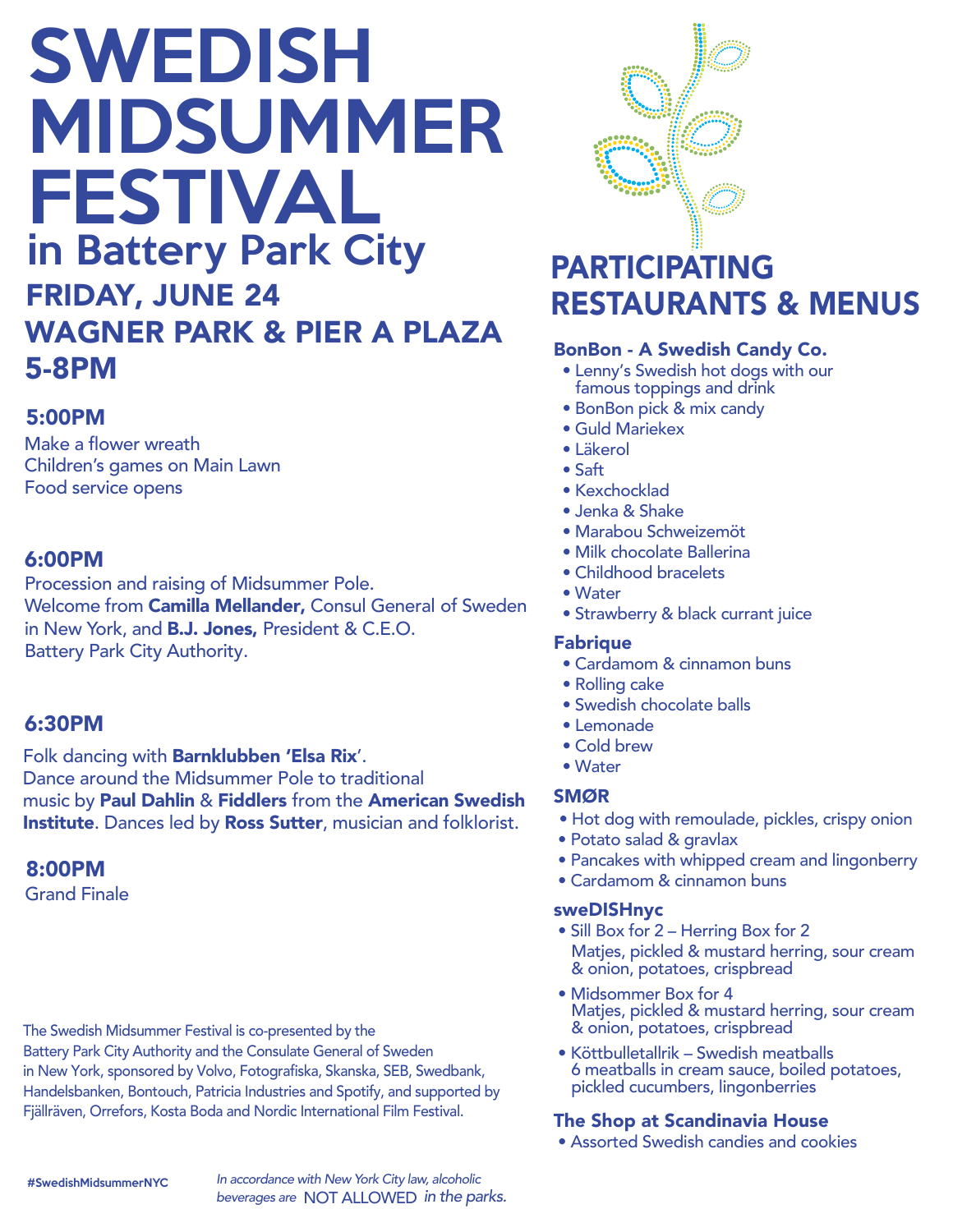# SWEDISH MIDSUMMER FESTIVAL

## in Battery Park City

### FRIDAY, JUNE 24
### WAGNER PARK & PIER A PLAZA
### 5-8PM

**5:00PM**

Make a flower wreath
Children's games on Main Lawn
Food service opens

**6:00PM**

Procession and raising of Midsummer Pole.
Welcome from **Camilla Mellander,** Consul General of Sweden in New York, and **B.J. Jones,** President & C.E.O. Battery Park City Authority.

**6:30PM**

Folk dancing with **Barnklubben 'Elsa Rix'**. Dance around the Midsummer Pole to traditional music by **Paul Dahlin** & **Fiddlers** from the **American Swedish Institute**. Dances led by **Ross Sutter**, musician and folklorist.

**8:00PM**

Grand Finale

The Swedish Midsummer Festival is co-presented by the Battery Park City Authority and the Consulate General of Sweden in New York, sponsored by Volvo, Fotografiska, Skanska, SEB, Swedbank, Handelsbanken, Bontouch, Patricia Industries and Spotify, and supported by Fjällräven, Orrefors, Kosta Boda and Nordic International Film Festival.

#SwedishMidsummerNYC

*In accordance with New York City law, alcoholic beverages are* NOT ALLOWED *in the parks.*

## PARTICIPATING RESTAURANTS & MENUS

**BonBon - A Swedish Candy Co.**

- Lenny's Swedish hot dogs with our famous toppings and drink
- BonBon pick & mix candy
- Guld Mariekex
- Läkerol
- Saft
- Kexchocklad
- Jenka & Shake
- Marabou Schweizemöt
- Milk chocolate Ballerina
- Childhood bracelets
- Water
- Strawberry & black currant juice

**Fabrique**

- Cardamom & cinnamon buns
- Rolling cake
- Swedish chocolate balls
- Lemonade
- Cold brew
- Water

**SMØR**

- Hot dog with remoulade, pickles, crispy onion
- Potato salad & gravlax
- Pancakes with whipped cream and lingonberry
- Cardamom & cinnamon buns

**sweDISHnyc**

- Sill Box for 2 – Herring Box for 2
  Matjes, pickled & mustard herring, sour cream & onion, potatoes, crispbread
- Midsommer Box for 4
  Matjes, pickled & mustard herring, sour cream & onion, potatoes, crispbread
- Köttbulletallrik – Swedish meatballs
  6 meatballs in cream sauce, boiled potatoes, pickled cucumbers, lingonberries

**The Shop at Scandinavia House**

- Assorted Swedish candies and cookies